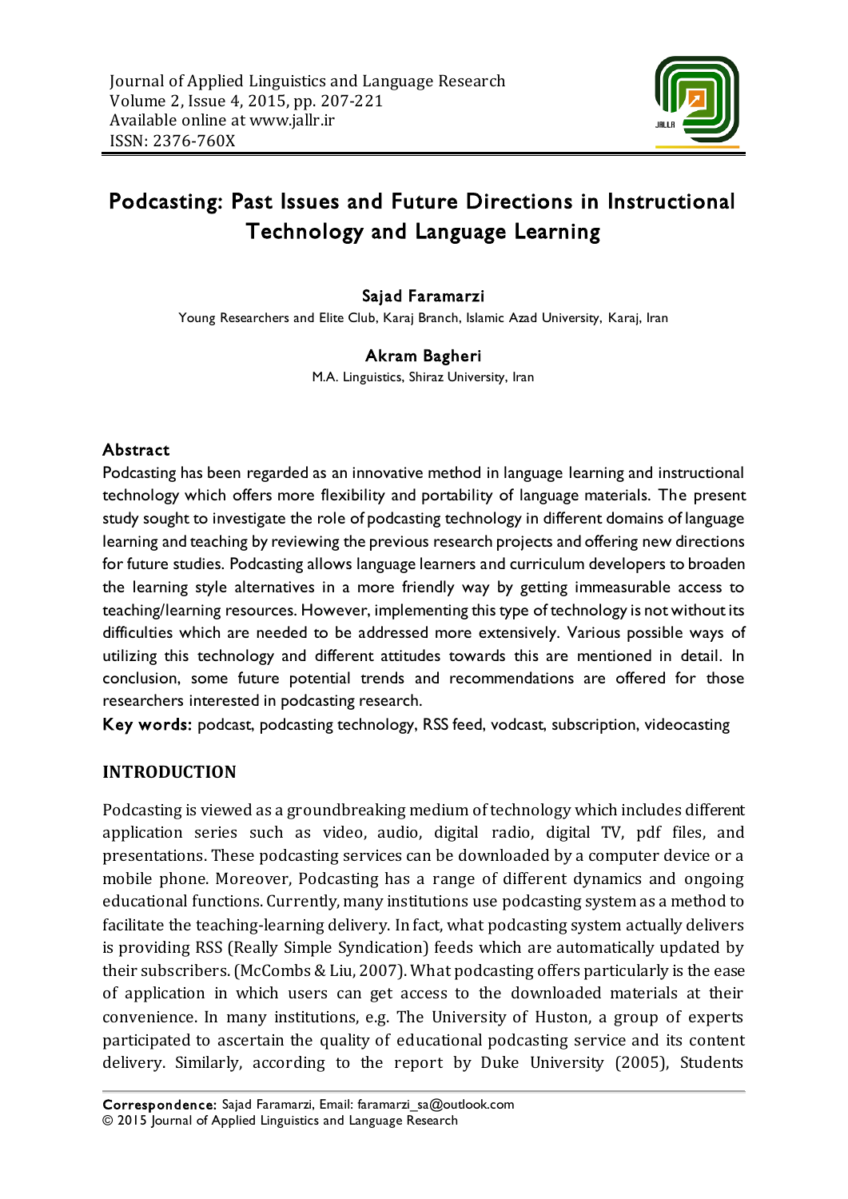# Podcasting: Past Issues and Future Directions in Instructional Technology and Language Learning

**Sajad Faramarzi**

Young Researchers and Elite Club, Karaj Branch, Islamic Azad University, Karaj, Iran

**Akram Bagheri**

M.A. Linguistics, Shiraz University, Iran

## Abstract

Podcasting has been regarded as an innovative method in language learning and instructional technology which offers more flexibility and portability of language materials. The present study sought to investigate the role of podcasting technology in different domains of language learning and teaching by reviewing the previous research projects and offering new directions for future studies. Podcasting allows language learners and curriculum developers to broaden the learning style alternatives in a more friendly way by getting immeasurable access to teaching/learning resources. However, implementing this type of technology is not without its difficulties which are needed to be addressed more extensively. Various possible ways of utilizing this technology and different attitudes towards this are mentioned in detail. In conclusion, some future potential trends and recommendations are offered for those researchers interested in podcasting research.

**Key words:** podcast, podcasting technology, RSS feed, vodcast, subscription, videocasting

## INTRODUCTION

Podcasting is viewed as a groundbreaking medium of technology which includes different application series such as video, audio, digital radio, digital TV, pdf files, and presentations. These podcasting services can be downloaded by a computer device or a mobile phone. Moreover, Podcasting has a range of different dynamics and ongoing educational functions. Currently, many institutions use podcasting system as a method to facilitate the teaching-learning delivery. In fact, what podcasting system actually delivers is providing RSS (Really Simple Syndication) feeds which are automatically updated by their subscribers. (McCombs & Liu, 2007). What podcasting offers particularly is the ease of application in which users can get access to the downloaded materials at their convenience. In many institutions, e.g. The University of Huston, a group of experts participated to ascertain the quality of educational podcasting service and its content delivery. Similarly, according to the report by Duke University (2005), Students

**Correspondence:** Sajad Faramarzi, Email: faramarzi_sa@outlook.com
© 2015 Journal of Applied Linguistics and Language Research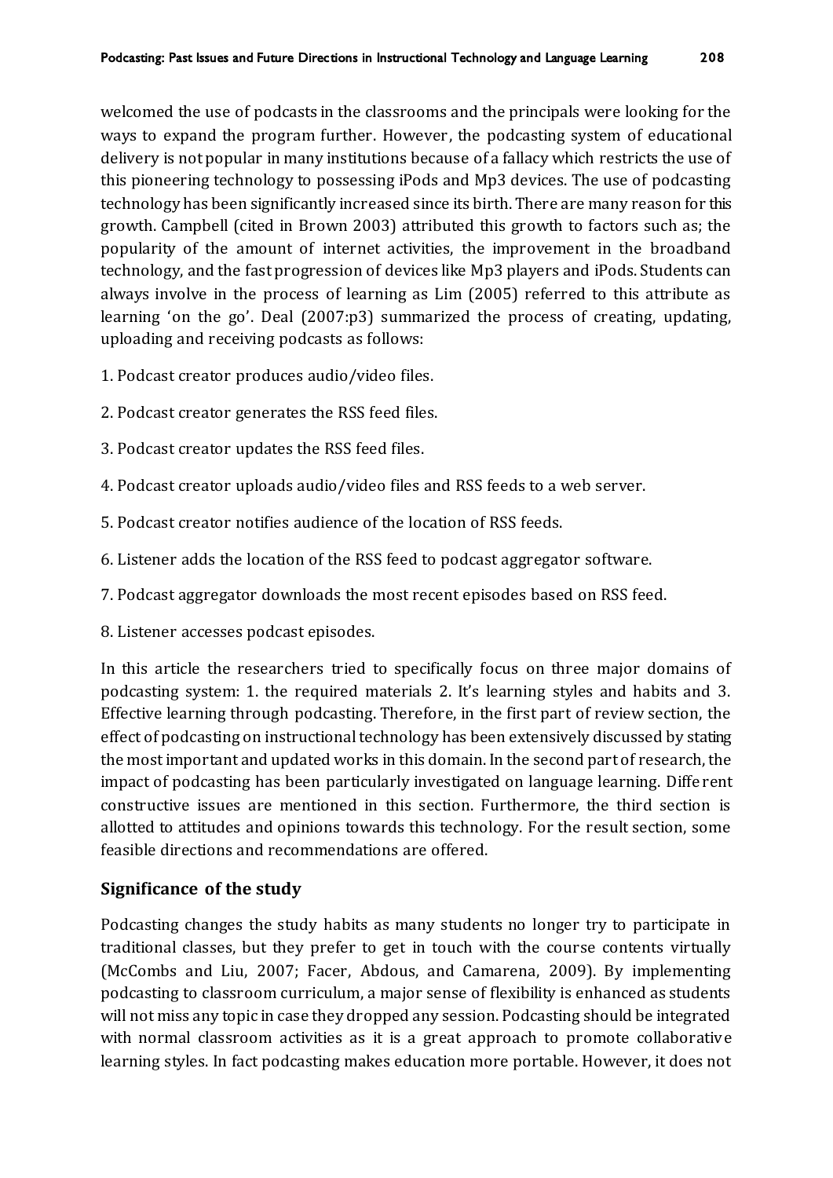welcomed the use of podcasts in the classrooms and the principals were looking for the ways to expand the program further. However, the podcasting system of educational delivery is not popular in many institutions because of a fallacy which restricts the use of this pioneering technology to possessing iPods and Mp3 devices. The use of podcasting technology has been significantly increased since its birth. There are many reason for this growth. Campbell (cited in Brown 2003) attributed this growth to factors such as; the popularity of the amount of internet activities, the improvement in the broadband technology, and the fast progression of devices like Mp3 players and iPods. Students can always involve in the process of learning as Lim (2005) referred to this attribute as learning 'on the go'. Deal (2007:p3) summarized the process of creating, updating, uploading and receiving podcasts as follows:

1. Podcast creator produces audio/video files.

2. Podcast creator generates the RSS feed files.

3. Podcast creator updates the RSS feed files.

4. Podcast creator uploads audio/video files and RSS feeds to a web server.

5. Podcast creator notifies audience of the location of RSS feeds.

6. Listener adds the location of the RSS feed to podcast aggregator software.

7. Podcast aggregator downloads the most recent episodes based on RSS feed.

8. Listener accesses podcast episodes.

In this article the researchers tried to specifically focus on three major domains of podcasting system: 1. the required materials 2. It's learning styles and habits and 3. Effective learning through podcasting. Therefore, in the first part of review section, the effect of podcasting on instructional technology has been extensively discussed by stating the most important and updated works in this domain. In the second part of research, the impact of podcasting has been particularly investigated on language learning. Different constructive issues are mentioned in this section. Furthermore, the third section is allotted to attitudes and opinions towards this technology. For the result section, some feasible directions and recommendations are offered.

## Significance of the study

Podcasting changes the study habits as many students no longer try to participate in traditional classes, but they prefer to get in touch with the course contents virtually (McCombs and Liu, 2007; Facer, Abdous, and Camarena, 2009). By implementing podcasting to classroom curriculum, a major sense of flexibility is enhanced as students will not miss any topic in case they dropped any session. Podcasting should be integrated with normal classroom activities as it is a great approach to promote collaborative learning styles. In fact podcasting makes education more portable. However, it does not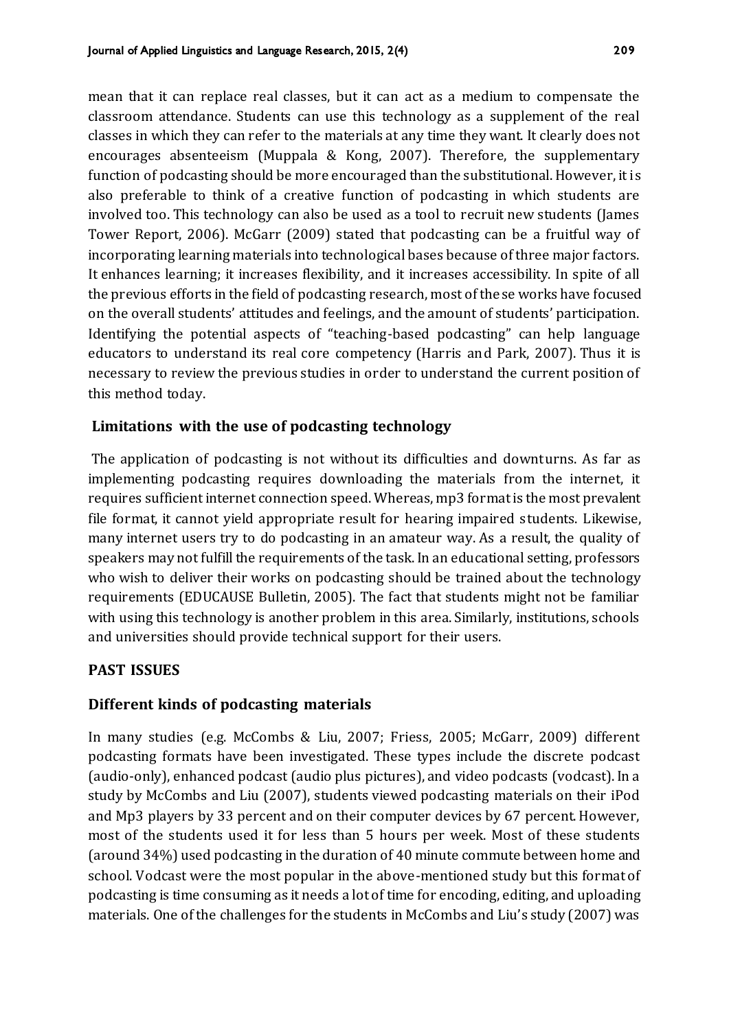mean that it can replace real classes, but it can act as a medium to compensate the classroom attendance. Students can use this technology as a supplement of the real classes in which they can refer to the materials at any time they want. It clearly does not encourages absenteeism (Muppala & Kong, 2007). Therefore, the supplementary function of podcasting should be more encouraged than the substitutional. However, it is also preferable to think of a creative function of podcasting in which students are involved too. This technology can also be used as a tool to recruit new students (James Tower Report, 2006). McGarr (2009) stated that podcasting can be a fruitful way of incorporating learning materials into technological bases because of three major factors. It enhances learning; it increases flexibility, and it increases accessibility. In spite of all the previous efforts in the field of podcasting research, most of these works have focused on the overall students' attitudes and feelings, and the amount of students' participation. Identifying the potential aspects of "teaching-based podcasting" can help language educators to understand its real core competency (Harris and Park, 2007). Thus it is necessary to review the previous studies in order to understand the current position of this method today.

### Limitations with the use of podcasting technology

The application of podcasting is not without its difficulties and downturns. As far as implementing podcasting requires downloading the materials from the internet, it requires sufficient internet connection speed. Whereas, mp3 format is the most prevalent file format, it cannot yield appropriate result for hearing impaired students. Likewise, many internet users try to do podcasting in an amateur way. As a result, the quality of speakers may not fulfill the requirements of the task. In an educational setting, professors who wish to deliver their works on podcasting should be trained about the technology requirements (EDUCAUSE Bulletin, 2005). The fact that students might not be familiar with using this technology is another problem in this area. Similarly, institutions, schools and universities should provide technical support for their users.

## PAST ISSUES

### Different kinds of podcasting materials

In many studies (e.g. McCombs & Liu, 2007; Friess, 2005; McGarr, 2009) different podcasting formats have been investigated. These types include the discrete podcast (audio-only), enhanced podcast (audio plus pictures), and video podcasts (vodcast). In a study by McCombs and Liu (2007), students viewed podcasting materials on their iPod and Mp3 players by 33 percent and on their computer devices by 67 percent. However, most of the students used it for less than 5 hours per week. Most of these students (around 34%) used podcasting in the duration of 40 minute commute between home and school. Vodcast were the most popular in the above-mentioned study but this format of podcasting is time consuming as it needs a lot of time for encoding, editing, and uploading materials. One of the challenges for the students in McCombs and Liu's study (2007) was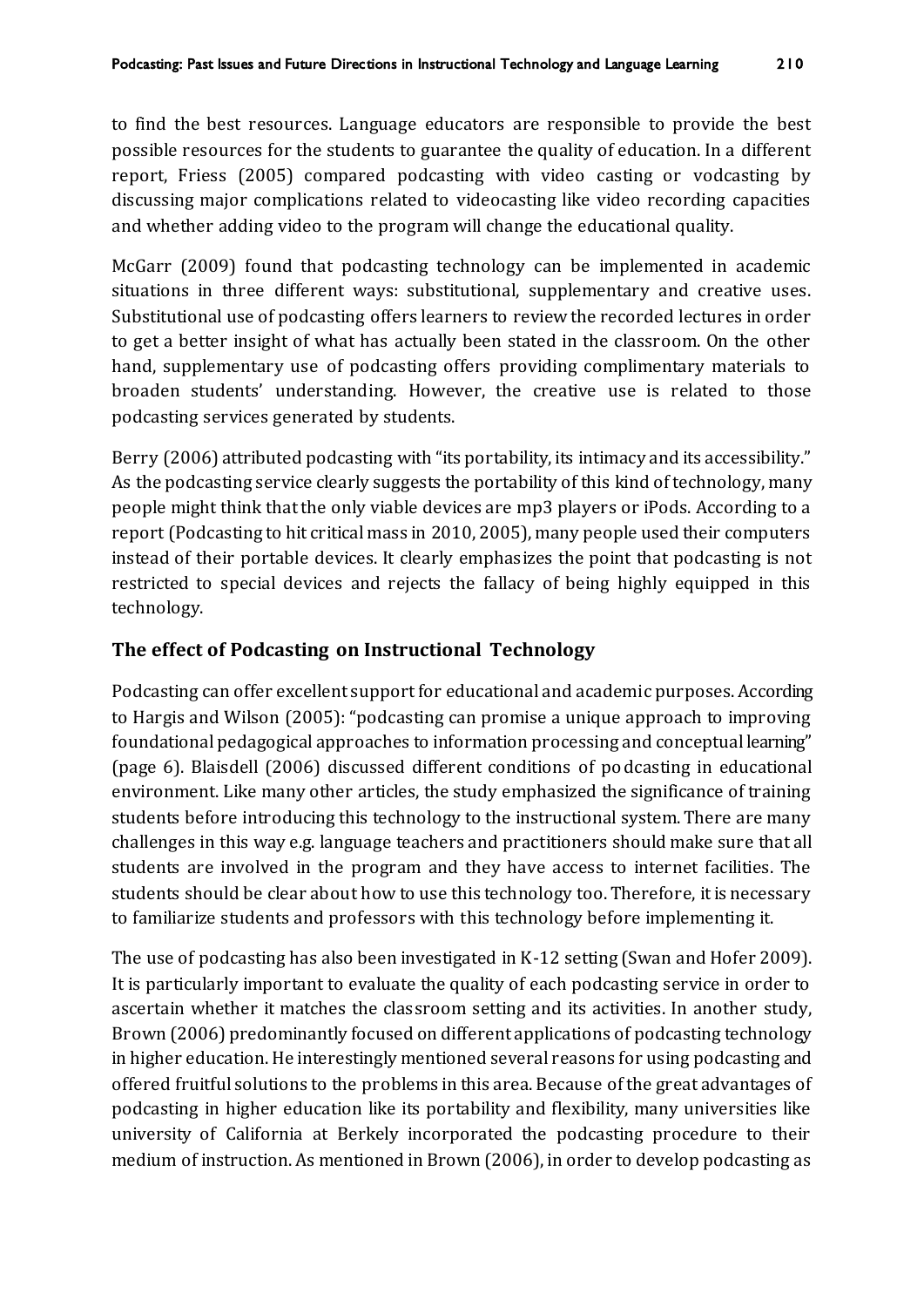to find the best resources. Language educators are responsible to provide the best possible resources for the students to guarantee the quality of education. In a different report, Friess (2005) compared podcasting with video casting or vodcasting by discussing major complications related to videocasting like video recording capacities and whether adding video to the program will change the educational quality.

McGarr (2009) found that podcasting technology can be implemented in academic situations in three different ways: substitutional, supplementary and creative uses. Substitutional use of podcasting offers learners to review the recorded lectures in order to get a better insight of what has actually been stated in the classroom. On the other hand, supplementary use of podcasting offers providing complimentary materials to broaden students' understanding. However, the creative use is related to those podcasting services generated by students.

Berry (2006) attributed podcasting with "its portability, its intimacy and its accessibility." As the podcasting service clearly suggests the portability of this kind of technology, many people might think that the only viable devices are mp3 players or iPods. According to a report (Podcasting to hit critical mass in 2010, 2005), many people used their computers instead of their portable devices. It clearly emphasizes the point that podcasting is not restricted to special devices and rejects the fallacy of being highly equipped in this technology.

## The effect of Podcasting on Instructional Technology

Podcasting can offer excellent support for educational and academic purposes. According to Hargis and Wilson (2005): "podcasting can promise a unique approach to improving foundational pedagogical approaches to information processing and conceptual learning" (page 6). Blaisdell (2006) discussed different conditions of podcasting in educational environment. Like many other articles, the study emphasized the significance of training students before introducing this technology to the instructional system. There are many challenges in this way e.g. language teachers and practitioners should make sure that all students are involved in the program and they have access to internet facilities. The students should be clear about how to use this technology too. Therefore, it is necessary to familiarize students and professors with this technology before implementing it.

The use of podcasting has also been investigated in K-12 setting (Swan and Hofer 2009). It is particularly important to evaluate the quality of each podcasting service in order to ascertain whether it matches the classroom setting and its activities. In another study, Brown (2006) predominantly focused on different applications of podcasting technology in higher education. He interestingly mentioned several reasons for using podcasting and offered fruitful solutions to the problems in this area. Because of the great advantages of podcasting in higher education like its portability and flexibility, many universities like university of California at Berkely incorporated the podcasting procedure to their medium of instruction. As mentioned in Brown (2006), in order to develop podcasting as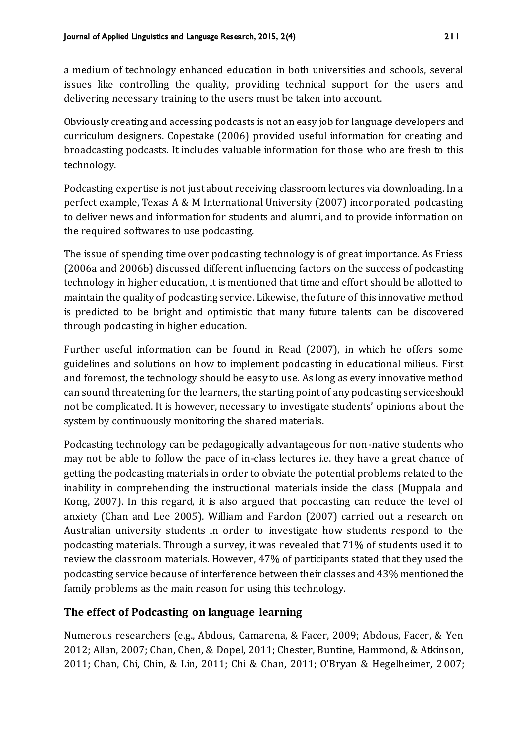a medium of technology enhanced education in both universities and schools, several issues like controlling the quality, providing technical support for the users and delivering necessary training to the users must be taken into account.

Obviously creating and accessing podcasts is not an easy job for language developers and curriculum designers. Copestake (2006) provided useful information for creating and broadcasting podcasts. It includes valuable information for those who are fresh to this technology.

Podcasting expertise is not just about receiving classroom lectures via downloading. In a perfect example, Texas A & M International University (2007) incorporated podcasting to deliver news and information for students and alumni, and to provide information on the required softwares to use podcasting.

The issue of spending time over podcasting technology is of great importance. As Friess (2006a and 2006b) discussed different influencing factors on the success of podcasting technology in higher education, it is mentioned that time and effort should be allotted to maintain the quality of podcasting service. Likewise, the future of this innovative method is predicted to be bright and optimistic that many future talents can be discovered through podcasting in higher education.

Further useful information can be found in Read (2007), in which he offers some guidelines and solutions on how to implement podcasting in educational milieus. First and foremost, the technology should be easy to use. As long as every innovative method can sound threatening for the learners, the starting point of any podcasting service should not be complicated. It is however, necessary to investigate students' opinions about the system by continuously monitoring the shared materials.

Podcasting technology can be pedagogically advantageous for non-native students who may not be able to follow the pace of in-class lectures i.e. they have a great chance of getting the podcasting materials in order to obviate the potential problems related to the inability in comprehending the instructional materials inside the class (Muppala and Kong, 2007). In this regard, it is also argued that podcasting can reduce the level of anxiety (Chan and Lee 2005). William and Fardon (2007) carried out a research on Australian university students in order to investigate how students respond to the podcasting materials. Through a survey, it was revealed that 71% of students used it to review the classroom materials. However, 47% of participants stated that they used the podcasting service because of interference between their classes and 43% mentioned the family problems as the main reason for using this technology.

## The effect of Podcasting on language learning

Numerous researchers (e.g., Abdous, Camarena, & Facer, 2009; Abdous, Facer, & Yen 2012; Allan, 2007; Chan, Chen, & Dopel, 2011; Chester, Buntine, Hammond, & Atkinson, 2011; Chan, Chi, Chin, & Lin, 2011; Chi & Chan, 2011; O'Bryan & Hegelheimer, 2007;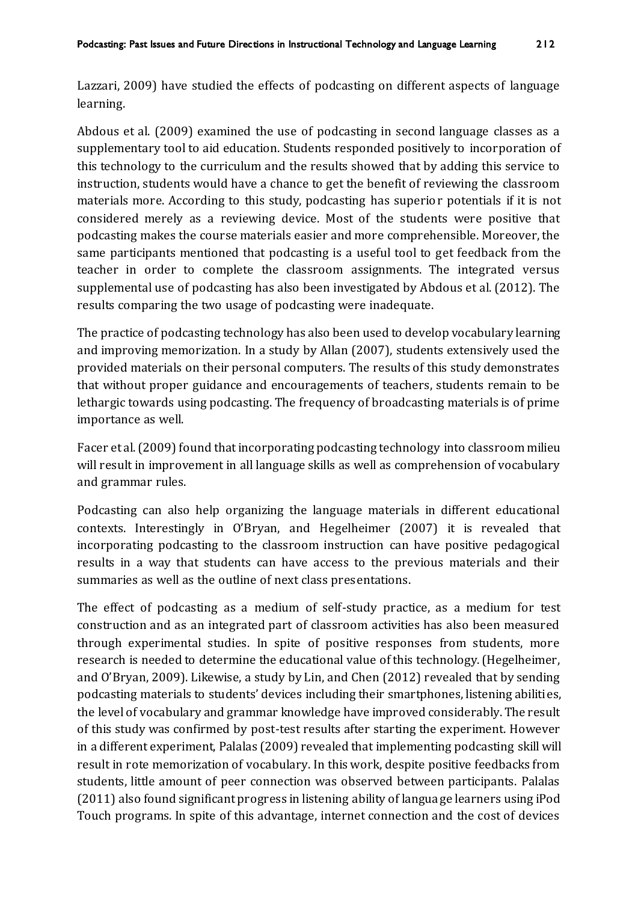Lazzari, 2009) have studied the effects of podcasting on different aspects of language learning.

Abdous et al. (2009) examined the use of podcasting in second language classes as a supplementary tool to aid education. Students responded positively to incorporation of this technology to the curriculum and the results showed that by adding this service to instruction, students would have a chance to get the benefit of reviewing the classroom materials more. According to this study, podcasting has superior potentials if it is not considered merely as a reviewing device. Most of the students were positive that podcasting makes the course materials easier and more comprehensible. Moreover, the same participants mentioned that podcasting is a useful tool to get feedback from the teacher in order to complete the classroom assignments. The integrated versus supplemental use of podcasting has also been investigated by Abdous et al. (2012). The results comparing the two usage of podcasting were inadequate.

The practice of podcasting technology has also been used to develop vocabulary learning and improving memorization. In a study by Allan (2007), students extensively used the provided materials on their personal computers. The results of this study demonstrates that without proper guidance and encouragements of teachers, students remain to be lethargic towards using podcasting. The frequency of broadcasting materials is of prime importance as well.

Facer et al. (2009) found that incorporating podcasting technology into classroom milieu will result in improvement in all language skills as well as comprehension of vocabulary and grammar rules.

Podcasting can also help organizing the language materials in different educational contexts. Interestingly in O'Bryan, and Hegelheimer (2007) it is revealed that incorporating podcasting to the classroom instruction can have positive pedagogical results in a way that students can have access to the previous materials and their summaries as well as the outline of next class presentations.

The effect of podcasting as a medium of self-study practice, as a medium for test construction and as an integrated part of classroom activities has also been measured through experimental studies. In spite of positive responses from students, more research is needed to determine the educational value of this technology. (Hegelheimer, and O'Bryan, 2009). Likewise, a study by Lin, and Chen (2012) revealed that by sending podcasting materials to students' devices including their smartphones, listening abilities, the level of vocabulary and grammar knowledge have improved considerably. The result of this study was confirmed by post-test results after starting the experiment. However in a different experiment, Palalas (2009) revealed that implementing podcasting skill will result in rote memorization of vocabulary. In this work, despite positive feedbacks from students, little amount of peer connection was observed between participants. Palalas (2011) also found significant progress in listening ability of language learners using iPod Touch programs. In spite of this advantage, internet connection and the cost of devices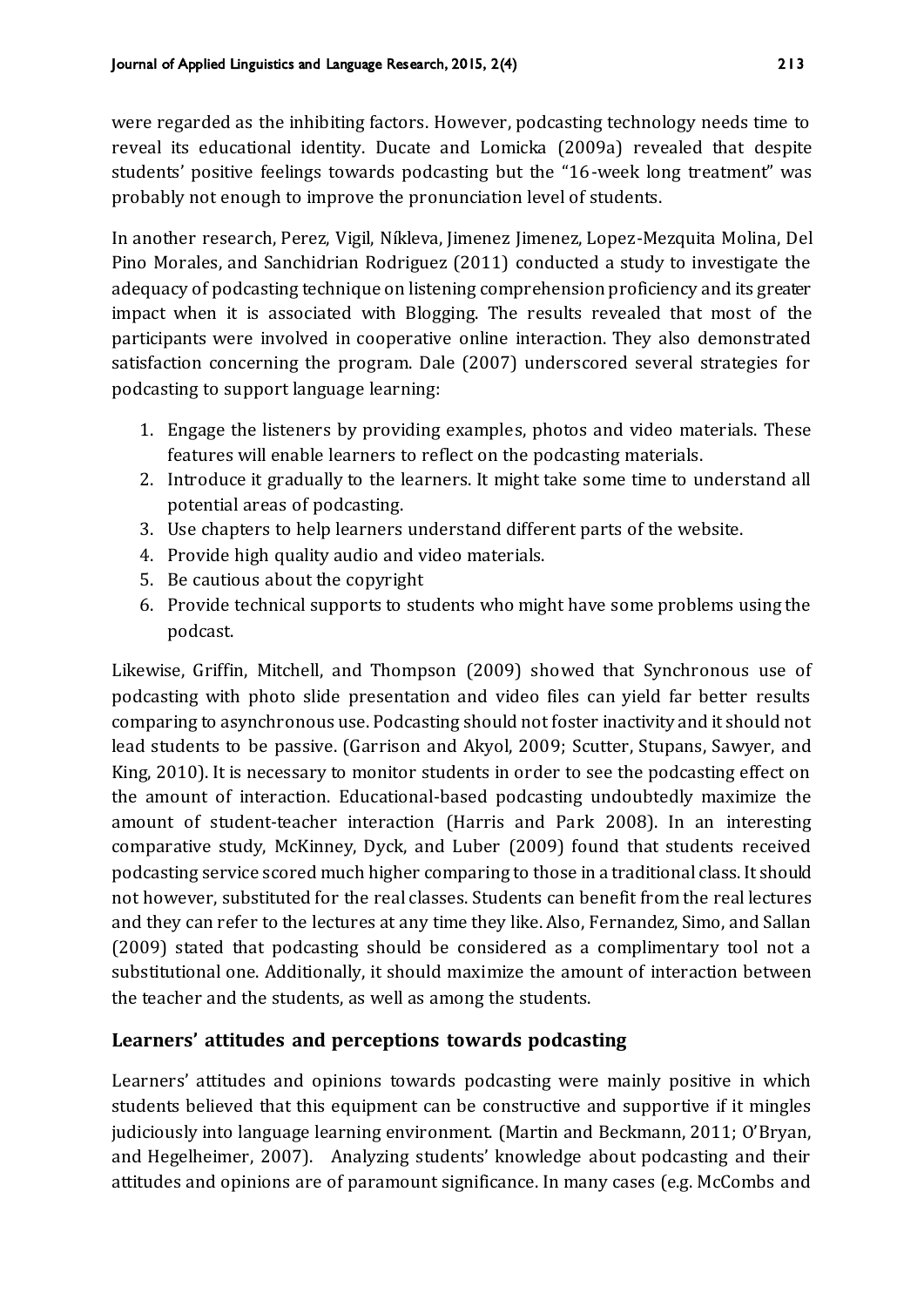were regarded as the inhibiting factors. However, podcasting technology needs time to reveal its educational identity. Ducate and Lomicka (2009a) revealed that despite students' positive feelings towards podcasting but the "16-week long treatment" was probably not enough to improve the pronunciation level of students.

In another research, Perez, Vigil, Níkleva, Jimenez Jimenez, Lopez-Mezquita Molina, Del Pino Morales, and Sanchidrian Rodriguez (2011) conducted a study to investigate the adequacy of podcasting technique on listening comprehension proficiency and its greater impact when it is associated with Blogging. The results revealed that most of the participants were involved in cooperative online interaction. They also demonstrated satisfaction concerning the program. Dale (2007) underscored several strategies for podcasting to support language learning:

1. Engage the listeners by providing examples, photos and video materials. These features will enable learners to reflect on the podcasting materials.
2. Introduce it gradually to the learners. It might take some time to understand all potential areas of podcasting.
3. Use chapters to help learners understand different parts of the website.
4. Provide high quality audio and video materials.
5. Be cautious about the copyright
6. Provide technical supports to students who might have some problems using the podcast.

Likewise, Griffin, Mitchell, and Thompson (2009) showed that Synchronous use of podcasting with photo slide presentation and video files can yield far better results comparing to asynchronous use. Podcasting should not foster inactivity and it should not lead students to be passive. (Garrison and Akyol, 2009; Scutter, Stupans, Sawyer, and King, 2010). It is necessary to monitor students in order to see the podcasting effect on the amount of interaction. Educational-based podcasting undoubtedly maximize the amount of student-teacher interaction (Harris and Park 2008). In an interesting comparative study, McKinney, Dyck, and Luber (2009) found that students received podcasting service scored much higher comparing to those in a traditional class. It should not however, substituted for the real classes. Students can benefit from the real lectures and they can refer to the lectures at any time they like. Also, Fernandez, Simo, and Sallan (2009) stated that podcasting should be considered as a complimentary tool not a substitutional one. Additionally, it should maximize the amount of interaction between the teacher and the students, as well as among the students.

## Learners' attitudes and perceptions towards podcasting

Learners' attitudes and opinions towards podcasting were mainly positive in which students believed that this equipment can be constructive and supportive if it mingles judiciously into language learning environment. (Martin and Beckmann, 2011; O'Bryan, and Hegelheimer, 2007). Analyzing students' knowledge about podcasting and their attitudes and opinions are of paramount significance. In many cases (e.g. McCombs and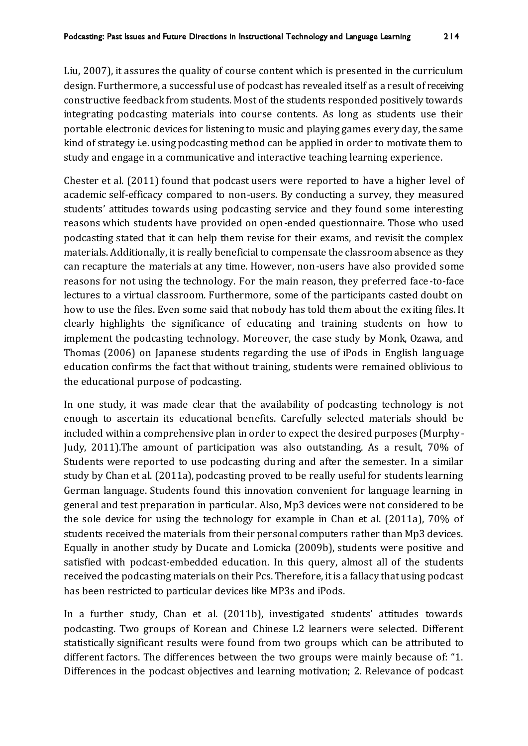Liu, 2007), it assures the quality of course content which is presented in the curriculum design. Furthermore, a successful use of podcast has revealed itself as a result of receiving constructive feedback from students. Most of the students responded positively towards integrating podcasting materials into course contents. As long as students use their portable electronic devices for listening to music and playing games every day, the same kind of strategy i.e. using podcasting method can be applied in order to motivate them to study and engage in a communicative and interactive teaching learning experience.

Chester et al. (2011) found that podcast users were reported to have a higher level of academic self-efficacy compared to non-users. By conducting a survey, they measured students' attitudes towards using podcasting service and they found some interesting reasons which students have provided on open-ended questionnaire. Those who used podcasting stated that it can help them revise for their exams, and revisit the complex materials. Additionally, it is really beneficial to compensate the classroom absence as they can recapture the materials at any time. However, non-users have also provided some reasons for not using the technology. For the main reason, they preferred face-to-face lectures to a virtual classroom. Furthermore, some of the participants casted doubt on how to use the files. Even some said that nobody has told them about the exiting files. It clearly highlights the significance of educating and training students on how to implement the podcasting technology. Moreover, the case study by Monk, Ozawa, and Thomas (2006) on Japanese students regarding the use of iPods in English language education confirms the fact that without training, students were remained oblivious to the educational purpose of podcasting.

In one study, it was made clear that the availability of podcasting technology is not enough to ascertain its educational benefits. Carefully selected materials should be included within a comprehensive plan in order to expect the desired purposes (Murphy-Judy, 2011).The amount of participation was also outstanding. As a result, 70% of Students were reported to use podcasting during and after the semester. In a similar study by Chan et al. (2011a), podcasting proved to be really useful for students learning German language. Students found this innovation convenient for language learning in general and test preparation in particular. Also, Mp3 devices were not considered to be the sole device for using the technology for example in Chan et al. (2011a), 70% of students received the materials from their personal computers rather than Mp3 devices. Equally in another study by Ducate and Lomicka (2009b), students were positive and satisfied with podcast-embedded education. In this query, almost all of the students received the podcasting materials on their Pcs. Therefore, it is a fallacy that using podcast has been restricted to particular devices like MP3s and iPods.

In a further study, Chan et al. (2011b), investigated students' attitudes towards podcasting. Two groups of Korean and Chinese L2 learners were selected. Different statistically significant results were found from two groups which can be attributed to different factors. The differences between the two groups were mainly because of: "1. Differences in the podcast objectives and learning motivation; 2. Relevance of podcast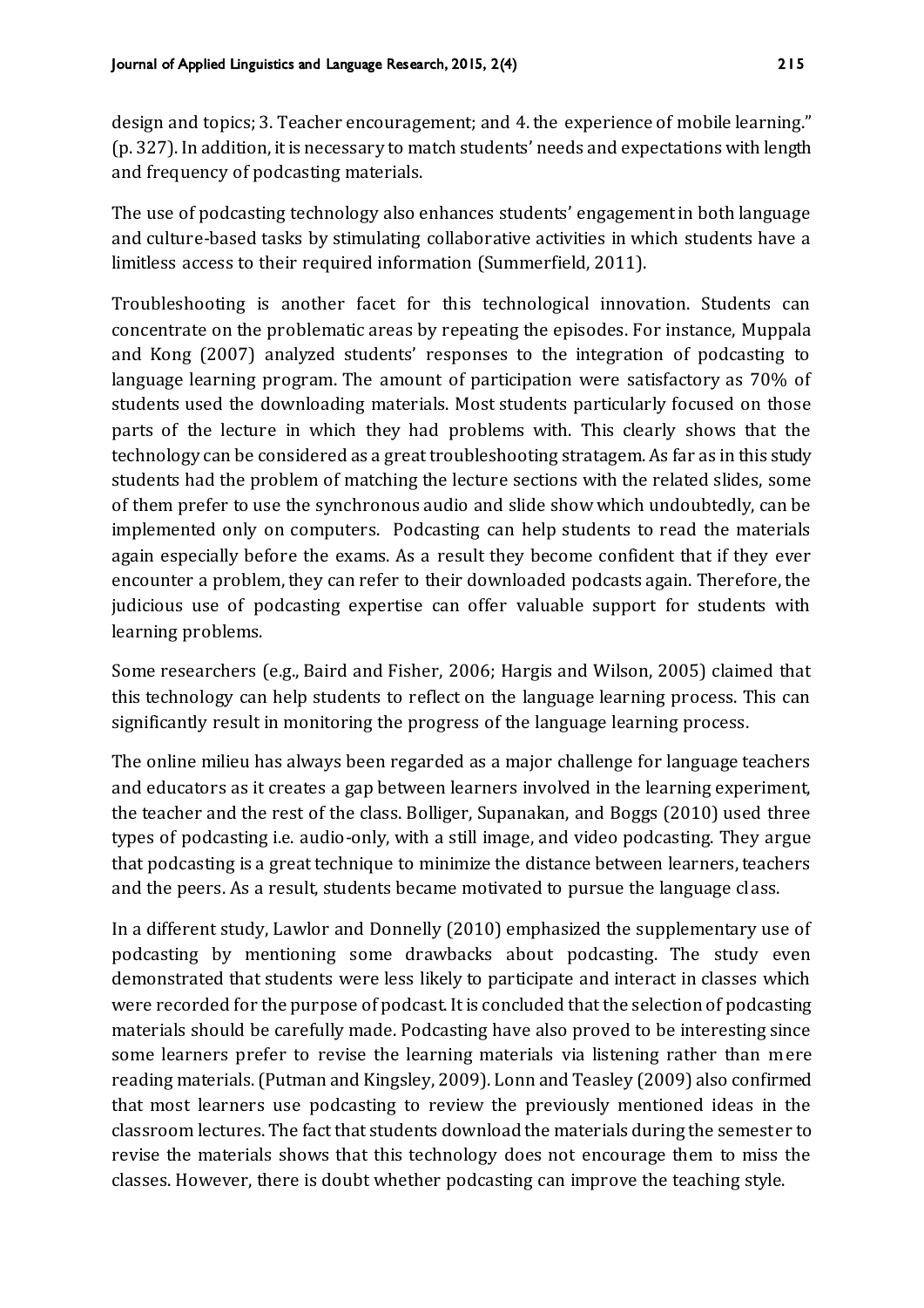design and topics; 3. Teacher encouragement; and 4. the experience of mobile learning." (p. 327). In addition, it is necessary to match students' needs and expectations with length and frequency of podcasting materials.

The use of podcasting technology also enhances students' engagement in both language and culture-based tasks by stimulating collaborative activities in which students have a limitless access to their required information (Summerfield, 2011).

Troubleshooting is another facet for this technological innovation. Students can concentrate on the problematic areas by repeating the episodes. For instance, Muppala and Kong (2007) analyzed students' responses to the integration of podcasting to language learning program. The amount of participation were satisfactory as 70% of students used the downloading materials. Most students particularly focused on those parts of the lecture in which they had problems with. This clearly shows that the technology can be considered as a great troubleshooting stratagem. As far as in this study students had the problem of matching the lecture sections with the related slides, some of them prefer to use the synchronous audio and slide show which undoubtedly, can be implemented only on computers. Podcasting can help students to read the materials again especially before the exams. As a result they become confident that if they ever encounter a problem, they can refer to their downloaded podcasts again. Therefore, the judicious use of podcasting expertise can offer valuable support for students with learning problems.

Some researchers (e.g., Baird and Fisher, 2006; Hargis and Wilson, 2005) claimed that this technology can help students to reflect on the language learning process. This can significantly result in monitoring the progress of the language learning process.

The online milieu has always been regarded as a major challenge for language teachers and educators as it creates a gap between learners involved in the learning experiment, the teacher and the rest of the class. Bolliger, Supanakan, and Boggs (2010) used three types of podcasting i.e. audio-only, with a still image, and video podcasting. They argue that podcasting is a great technique to minimize the distance between learners, teachers and the peers. As a result, students became motivated to pursue the language class.

In a different study, Lawlor and Donnelly (2010) emphasized the supplementary use of podcasting by mentioning some drawbacks about podcasting. The study even demonstrated that students were less likely to participate and interact in classes which were recorded for the purpose of podcast. It is concluded that the selection of podcasting materials should be carefully made. Podcasting have also proved to be interesting since some learners prefer to revise the learning materials via listening rather than mere reading materials. (Putman and Kingsley, 2009). Lonn and Teasley (2009) also confirmed that most learners use podcasting to review the previously mentioned ideas in the classroom lectures. The fact that students download the materials during the semester to revise the materials shows that this technology does not encourage them to miss the classes. However, there is doubt whether podcasting can improve the teaching style.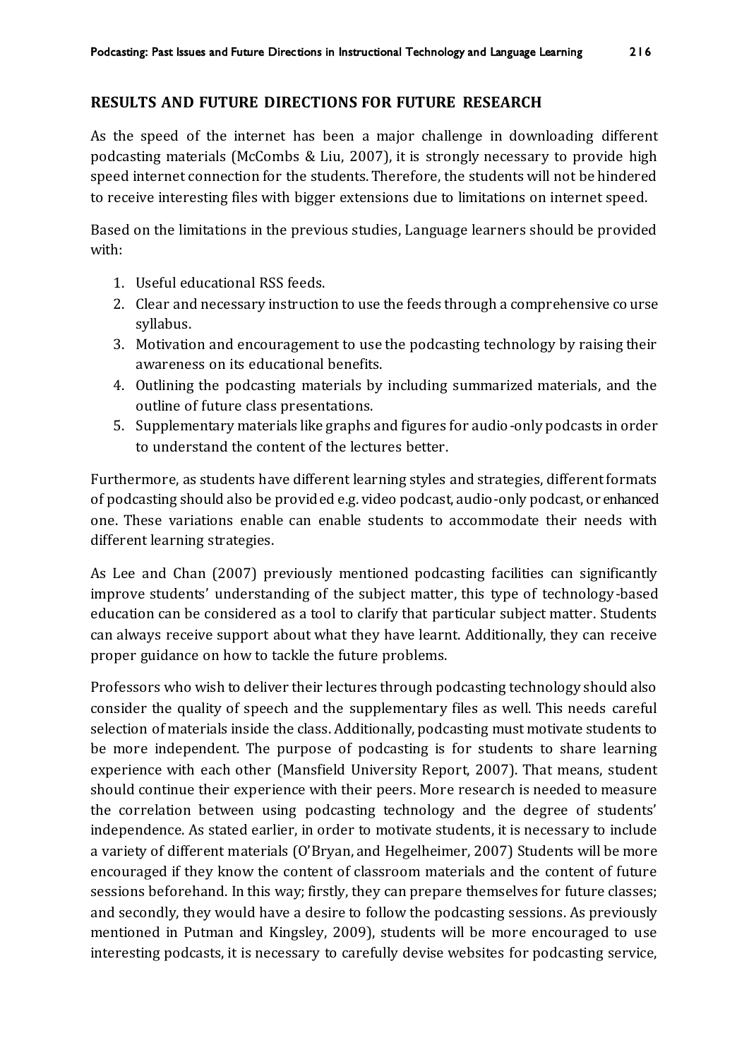## RESULTS AND FUTURE DIRECTIONS FOR FUTURE RESEARCH

As the speed of the internet has been a major challenge in downloading different podcasting materials (McCombs & Liu, 2007), it is strongly necessary to provide high speed internet connection for the students. Therefore, the students will not be hindered to receive interesting files with bigger extensions due to limitations on internet speed.

Based on the limitations in the previous studies, Language learners should be provided with:

1. Useful educational RSS feeds.
2. Clear and necessary instruction to use the feeds through a comprehensive co urse syllabus.
3. Motivation and encouragement to use the podcasting technology by raising their awareness on its educational benefits.
4. Outlining the podcasting materials by including summarized materials, and the outline of future class presentations.
5. Supplementary materials like graphs and figures for audio-only podcasts in order to understand the content of the lectures better.

Furthermore, as students have different learning styles and strategies, different formats of podcasting should also be provided e.g. video podcast, audio-only podcast, or enhanced one. These variations enable can enable students to accommodate their needs with different learning strategies.

As Lee and Chan (2007) previously mentioned podcasting facilities can significantly improve students' understanding of the subject matter, this type of technology-based education can be considered as a tool to clarify that particular subject matter. Students can always receive support about what they have learnt. Additionally, they can receive proper guidance on how to tackle the future problems.

Professors who wish to deliver their lectures through podcasting technology should also consider the quality of speech and the supplementary files as well. This needs careful selection of materials inside the class. Additionally, podcasting must motivate students to be more independent. The purpose of podcasting is for students to share learning experience with each other (Mansfield University Report, 2007). That means, student should continue their experience with their peers. More research is needed to measure the correlation between using podcasting technology and the degree of students' independence. As stated earlier, in order to motivate students, it is necessary to include a variety of different materials (O'Bryan, and Hegelheimer, 2007) Students will be more encouraged if they know the content of classroom materials and the content of future sessions beforehand. In this way; firstly, they can prepare themselves for future classes; and secondly, they would have a desire to follow the podcasting sessions. As previously mentioned in Putman and Kingsley, 2009), students will be more encouraged to use interesting podcasts, it is necessary to carefully devise websites for podcasting service,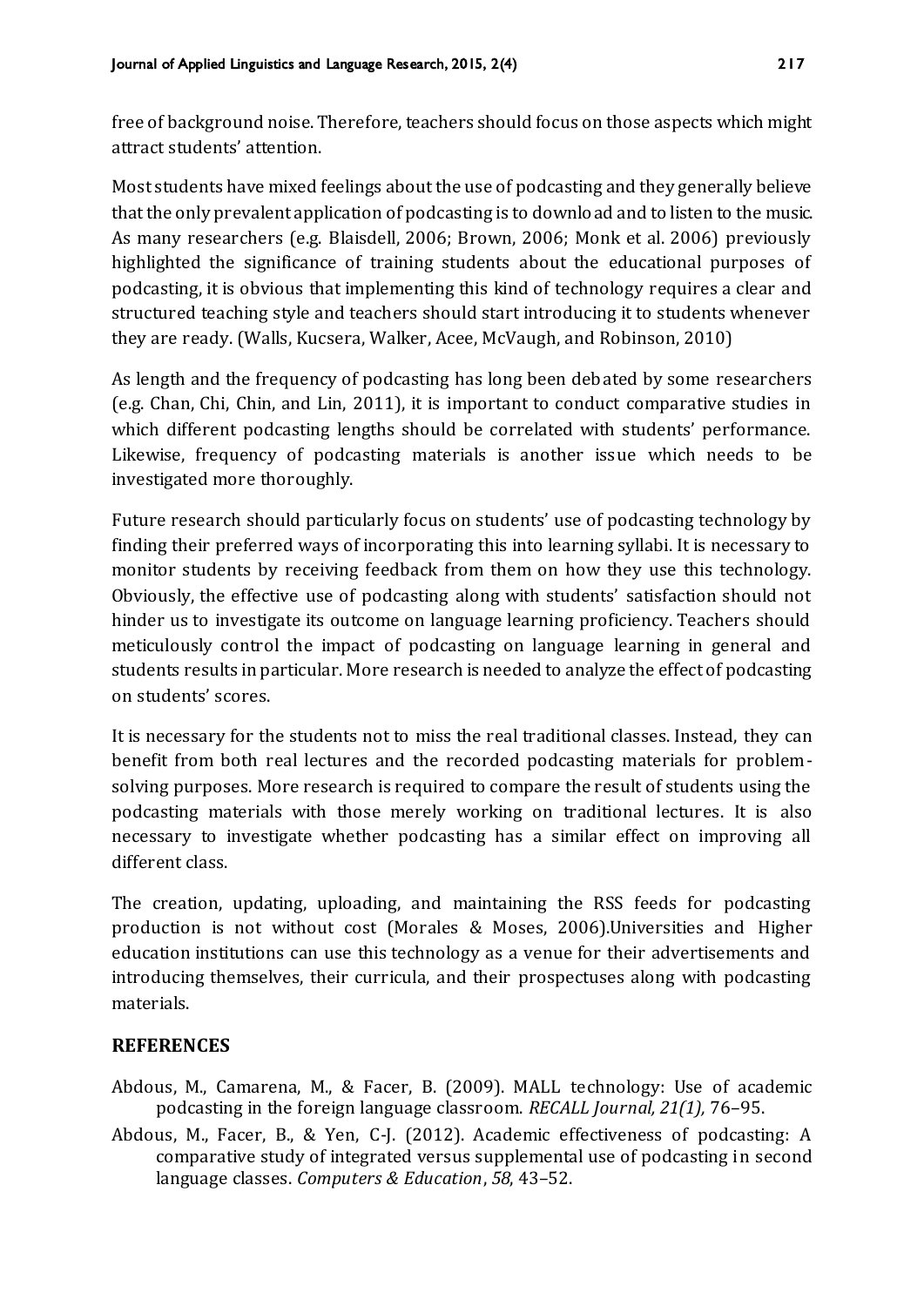free of background noise. Therefore, teachers should focus on those aspects which might attract students' attention.

Most students have mixed feelings about the use of podcasting and they generally believe that the only prevalent application of podcasting is to download and to listen to the music. As many researchers (e.g. Blaisdell, 2006; Brown, 2006; Monk et al. 2006) previously highlighted the significance of training students about the educational purposes of podcasting, it is obvious that implementing this kind of technology requires a clear and structured teaching style and teachers should start introducing it to students whenever they are ready. (Walls, Kucsera, Walker, Acee, McVaugh, and Robinson, 2010)

As length and the frequency of podcasting has long been debated by some researchers (e.g. Chan, Chi, Chin, and Lin, 2011), it is important to conduct comparative studies in which different podcasting lengths should be correlated with students' performance. Likewise, frequency of podcasting materials is another issue which needs to be investigated more thoroughly.

Future research should particularly focus on students' use of podcasting technology by finding their preferred ways of incorporating this into learning syllabi. It is necessary to monitor students by receiving feedback from them on how they use this technology. Obviously, the effective use of podcasting along with students' satisfaction should not hinder us to investigate its outcome on language learning proficiency. Teachers should meticulously control the impact of podcasting on language learning in general and students results in particular. More research is needed to analyze the effect of podcasting on students' scores.

It is necessary for the students not to miss the real traditional classes. Instead, they can benefit from both real lectures and the recorded podcasting materials for problem-solving purposes. More research is required to compare the result of students using the podcasting materials with those merely working on traditional lectures. It is also necessary to investigate whether podcasting has a similar effect on improving all different class.

The creation, updating, uploading, and maintaining the RSS feeds for podcasting production is not without cost (Morales & Moses, 2006).Universities and Higher education institutions can use this technology as a venue for their advertisements and introducing themselves, their curricula, and their prospectuses along with podcasting materials.

## REFERENCES

Abdous, M., Camarena, M., & Facer, B. (2009). MALL technology: Use of academic podcasting in the foreign language classroom. *RECALL Journal, 21(1),* 76–95.

Abdous, M., Facer, B., & Yen, C-J. (2012). Academic effectiveness of podcasting: A comparative study of integrated versus supplemental use of podcasting in second language classes. *Computers & Education*, *58*, 43–52.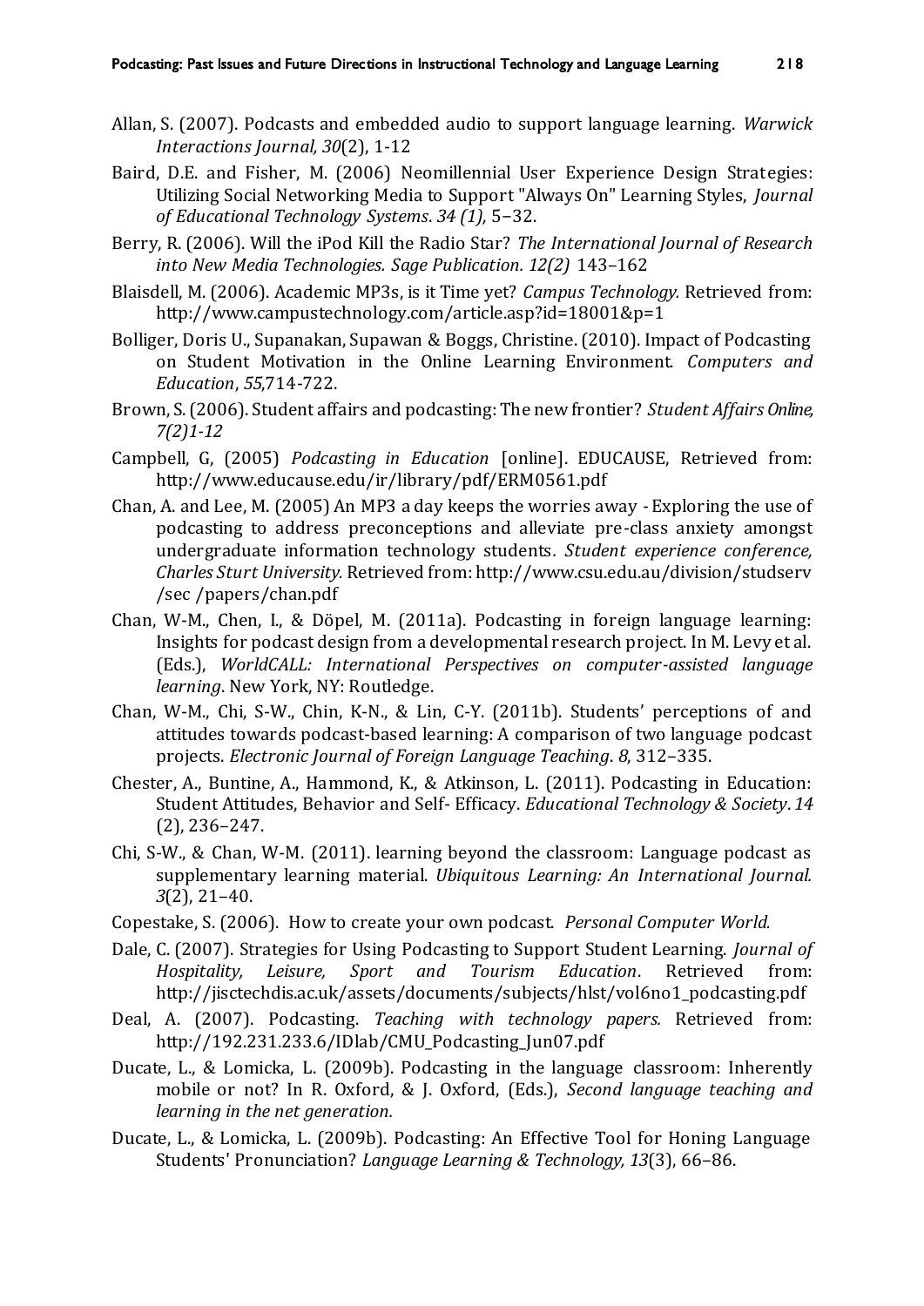Allan, S. (2007). Podcasts and embedded audio to support language learning. *Warwick Interactions Journal, 30*(2), 1-12

Baird, D.E. and Fisher, M. (2006) Neomillennial User Experience Design Strategies: Utilizing Social Networking Media to Support "Always On" Learning Styles, *Journal of Educational Technology Systems*. *34 (1),* 5–32.

Berry, R. (2006). Will the iPod Kill the Radio Star? *The International Journal of Research into New Media Technologies. Sage Publication. 12(2)* 143–162

Blaisdell, M. (2006). Academic MP3s, is it Time yet? *Campus Technology.* Retrieved from: http://www.campustechnology.com/article.asp?id=18001&p=1

Bolliger, Doris U., Supanakan, Supawan & Boggs, Christine. (2010). Impact of Podcasting on Student Motivation in the Online Learning Environment. *Computers and Education*, *55*,714-722.

Brown, S. (2006). Student affairs and podcasting: The new frontier? *Student Affairs Online, 7(2)1-12*

Campbell, G, (2005) *Podcasting in Education* [online]. EDUCAUSE, Retrieved from: http://www.educause.edu/ir/library/pdf/ERM0561.pdf

Chan, A. and Lee, M. (2005) An MP3 a day keeps the worries away - Exploring the use of podcasting to address preconceptions and alleviate pre-class anxiety amongst undergraduate information technology students*. Student experience conference, Charles Sturt University.* Retrieved from: http://www.csu.edu.au/division/studserv /sec /papers/chan.pdf

Chan, W-M., Chen, I., & Döpel, M. (2011a). Podcasting in foreign language learning: Insights for podcast design from a developmental research project. In M. Levy et al. (Eds.), *WorldCALL: International Perspectives on computer-assisted language learning*. New York, NY: Routledge.

Chan, W-M., Chi, S-W., Chin, K-N., & Lin, C-Y. (2011b). Students' perceptions of and attitudes towards podcast-based learning: A comparison of two language podcast projects. *Electronic Journal of Foreign Language Teaching*. *8*, 312–335.

Chester, A., Buntine, A., Hammond, K., & Atkinson, L. (2011). Podcasting in Education: Student Attitudes, Behavior and Self- Efficacy. *Educational Technology & Society*. *14* (2), 236–247.

Chi, S-W., & Chan, W-M. (2011). learning beyond the classroom: Language podcast as supplementary learning material. *Ubiquitous Learning: An International Journal. 3*(2), 21–40.

Copestake, S. (2006). How to create your own podcast. *Personal Computer World.*

Dale, C. (2007). Strategies for Using Podcasting to Support Student Learning. *Journal of Hospitality, Leisure, Sport and Tourism Education*. Retrieved from: http://jisctechdis.ac.uk/assets/documents/subjects/hlst/vol6no1_podcasting.pdf

Deal, A. (2007). Podcasting. *Teaching with technology papers.* Retrieved from: http://192.231.233.6/IDlab/CMU_Podcasting_Jun07.pdf

Ducate, L., & Lomicka, L. (2009b). Podcasting in the language classroom: Inherently mobile or not? In R. Oxford, & J. Oxford, (Eds.), *Second language teaching and learning in the net generation.*

Ducate, L., & Lomicka, L. (2009b). Podcasting: An Effective Tool for Honing Language Students' Pronunciation? *Language Learning & Technology, 13*(3), 66–86.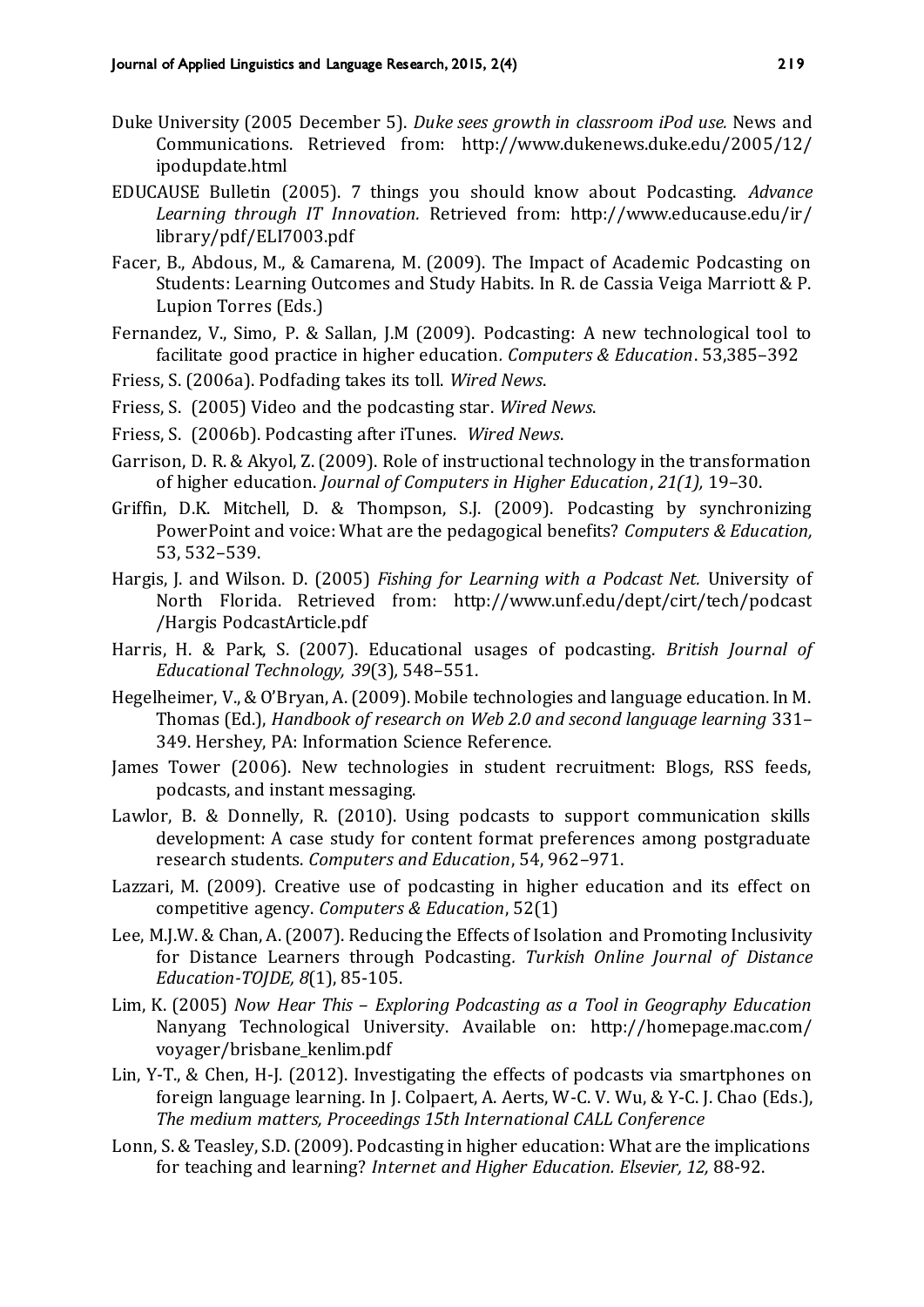Duke University (2005 December 5). *Duke sees growth in classroom iPod use.* News and Communications. Retrieved from: http://www.dukenews.duke.edu/2005/12/ipodupdate.html

EDUCAUSE Bulletin (2005). 7 things you should know about Podcasting. *Advance Learning through IT Innovation.* Retrieved from: http://www.educause.edu/ir/library/pdf/ELI7003.pdf

Facer, B., Abdous, M., & Camarena, M. (2009). The Impact of Academic Podcasting on Students: Learning Outcomes and Study Habits. In R. de Cassia Veiga Marriott & P. Lupion Torres (Eds.)

Fernandez, V., Simo, P. & Sallan, J.M (2009). Podcasting: A new technological tool to facilitate good practice in higher education. *Computers & Education*. 53,385–392

Friess, S. (2006a). Podfading takes its toll. *Wired News*.

Friess, S. (2005) Video and the podcasting star. *Wired News*.

Friess, S. (2006b). Podcasting after iTunes. *Wired News*.

Garrison, D. R. & Akyol, Z. (2009). Role of instructional technology in the transformation of higher education. *Journal of Computers in Higher Education*, *21(1),* 19–30.

Griffin, D.K. Mitchell, D. & Thompson, S.J. (2009). Podcasting by synchronizing PowerPoint and voice: What are the pedagogical benefits? *Computers & Education,* 53, 532–539.

Hargis, J. and Wilson. D. (2005) *Fishing for Learning with a Podcast Net.* University of North Florida. Retrieved from: http://www.unf.edu/dept/cirt/tech/podcast/Hargis PodcastArticle.pdf

Harris, H. & Park, S. (2007). Educational usages of podcasting. *British Journal of Educational Technology, 39*(3)*,* 548–551.

Hegelheimer, V., & O'Bryan, A. (2009). Mobile technologies and language education. In M. Thomas (Ed.), *Handbook of research on Web 2.0 and second language learning* 331–349. Hershey, PA: Information Science Reference.

James Tower (2006). New technologies in student recruitment: Blogs, RSS feeds, podcasts, and instant messaging.

Lawlor, B. & Donnelly, R. (2010). Using podcasts to support communication skills development: A case study for content format preferences among postgraduate research students. *Computers and Education*, 54, 962–971.

Lazzari, M. (2009). Creative use of podcasting in higher education and its effect on competitive agency. *Computers & Education*, 52(1)

Lee, M.J.W. & Chan, A. (2007). Reducing the Effects of Isolation and Promoting Inclusivity for Distance Learners through Podcasting. *Turkish Online Journal of Distance Education-TOJDE, 8*(1), 85-105.

Lim, K. (2005) *Now Hear This – Exploring Podcasting as a Tool in Geography Education* Nanyang Technological University. Available on: http://homepage.mac.com/voyager/brisbane_kenlim.pdf

Lin, Y-T., & Chen, H-J. (2012). Investigating the effects of podcasts via smartphones on foreign language learning. In J. Colpaert, A. Aerts, W-C. V. Wu, & Y-C. J. Chao (Eds.), *The medium matters, Proceedings 15th International CALL Conference*

Lonn, S. & Teasley, S.D. (2009). Podcasting in higher education: What are the implications for teaching and learning? *Internet and Higher Education. Elsevier, 12,* 88-92.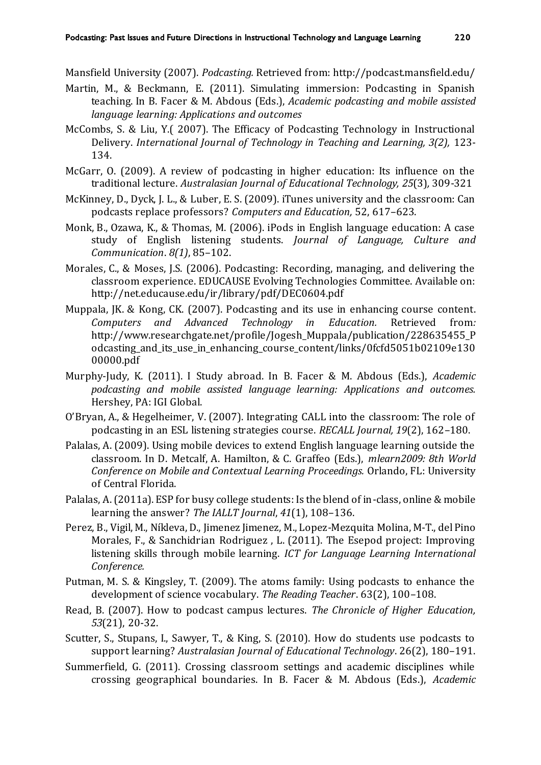Mansfield University (2007). *Podcasting.* Retrieved from: http://podcast.mansfield.edu/

Martin, M., & Beckmann, E. (2011). Simulating immersion: Podcasting in Spanish teaching. In B. Facer & M. Abdous (Eds.), *Academic podcasting and mobile assisted language learning: Applications and outcomes*

McCombs, S. & Liu, Y.( 2007). The Efficacy of Podcasting Technology in Instructional Delivery. *International Journal of Technology in Teaching and Learning, 3(2),* 123-134.

McGarr, O. (2009). A review of podcasting in higher education: Its influence on the traditional lecture. *Australasian Journal of Educational Technology, 25*(3), 309-321

McKinney, D., Dyck, J. L., & Luber, E. S. (2009). iTunes university and the classroom: Can podcasts replace professors? *Computers and Education,* 52, 617–623.

Monk, B., Ozawa, K., & Thomas, M. (2006). iPods in English language education: A case study of English listening students. *Journal of Language, Culture and Communication*. *8(1)*, 85–102.

Morales, C., & Moses, J.S. (2006). Podcasting: Recording, managing, and delivering the classroom experience. EDUCAUSE Evolving Technologies Committee. Available on: http://net.educause.edu/ir/library/pdf/DEC0604.pdf

Muppala, JK. & Kong, CK. (2007). Podcasting and its use in enhancing course content. *Computers and Advanced Technology in Education.* Retrieved from*:* http://www.researchgate.net/profile/Jogesh_Muppala/publication/228635455_Podcasting_and_its_use_in_enhancing_course_content/links/0fcfd5051b02109e13000000.pdf

Murphy-Judy, K. (2011). I Study abroad. In B. Facer & M. Abdous (Eds.), *Academic podcasting and mobile assisted language learning: Applications and outcomes.* Hershey, PA: IGI Global.

O'Bryan, A., & Hegelheimer, V. (2007). Integrating CALL into the classroom: The role of podcasting in an ESL listening strategies course. *RECALL Journal, 19*(2), 162–180.

Palalas, A. (2009). Using mobile devices to extend English language learning outside the classroom. In D. Metcalf, A. Hamilton, & C. Graffeo (Eds.), *mlearn2009: 8th World Conference on Mobile and Contextual Learning Proceedings.* Orlando, FL: University of Central Florida.

Palalas, A. (2011a). ESP for busy college students: Is the blend of in-class, online & mobile learning the answer? *The IALLT Journal*, *41*(1), 108–136.

Perez, B., Vigil, M., Níkleva, D., Jimenez Jimenez, M., Lopez-Mezquita Molina, M-T., del Pino Morales, F., & Sanchidrian Rodriguez , L. (2011). The Esepod project: Improving listening skills through mobile learning. *ICT for Language Learning International Conference.*

Putman, M. S. & Kingsley, T. (2009). The atoms family: Using podcasts to enhance the development of science vocabulary. *The Reading Teacher*. 63(2), 100–108.

Read, B. (2007). How to podcast campus lectures. *The Chronicle of Higher Education, 53*(21), 20-32.

Scutter, S., Stupans, I., Sawyer, T., & King, S. (2010). How do students use podcasts to support learning? *Australasian Journal of Educational Technology*. 26(2), 180–191.

Summerfield, G. (2011). Crossing classroom settings and academic disciplines while crossing geographical boundaries. In B. Facer & M. Abdous (Eds.), *Academic*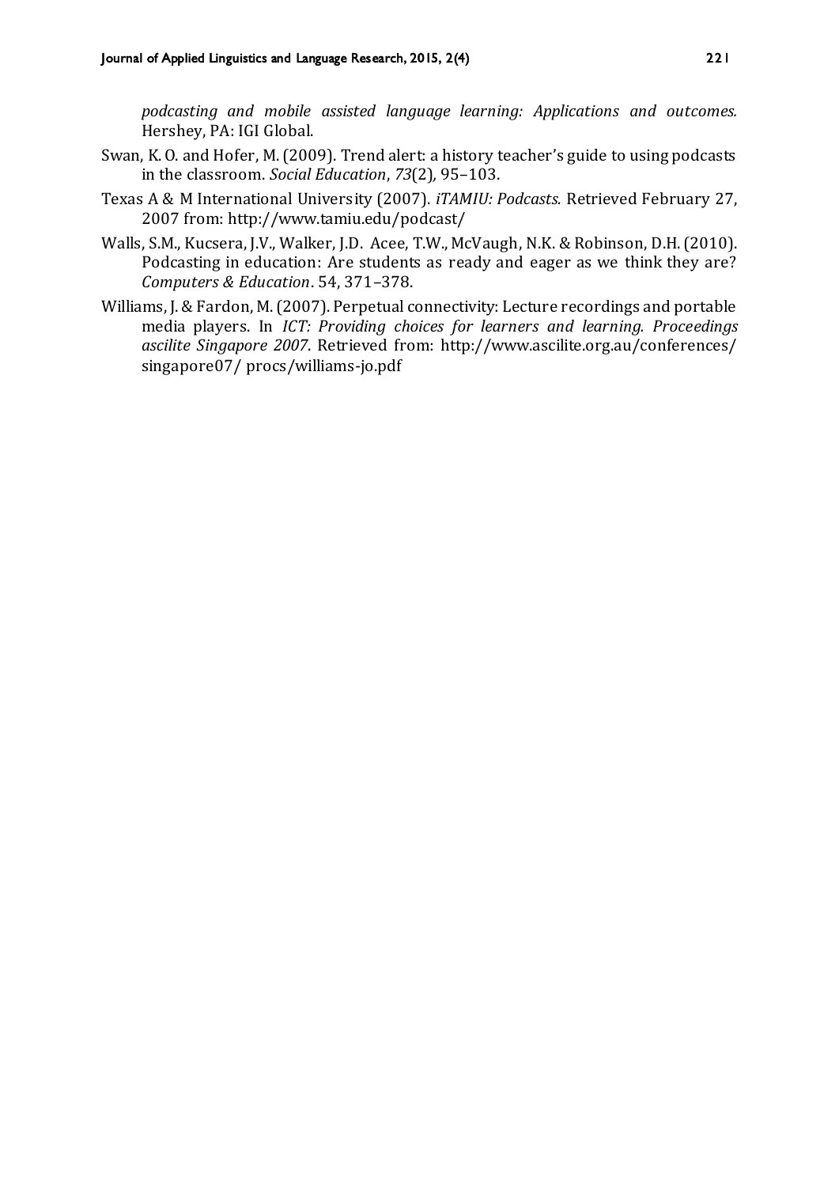*podcasting and mobile assisted language learning: Applications and outcomes.* Hershey, PA: IGI Global.

Swan, K. O. and Hofer, M. (2009). Trend alert: a history teacher's guide to using podcasts in the classroom. *Social Education*, *73*(2)*,* 95–103.

Texas A & M International University (2007). *iTAMIU: Podcasts.* Retrieved February 27, 2007 from: http://www.tamiu.edu/podcast/

Walls, S.M., Kucsera, J.V., Walker, J.D. Acee, T.W., McVaugh, N.K. & Robinson, D.H. (2010). Podcasting in education: Are students as ready and eager as we think they are? *Computers & Education*. 54, 371–378.

Williams, J. & Fardon, M. (2007). Perpetual connectivity: Lecture recordings and portable media players. In *ICT: Providing choices for learners and learning. Proceedings ascilite Singapore 2007*. Retrieved from: http://www.ascilite.org.au/conferences/singapore07/ procs/williams-jo.pdf